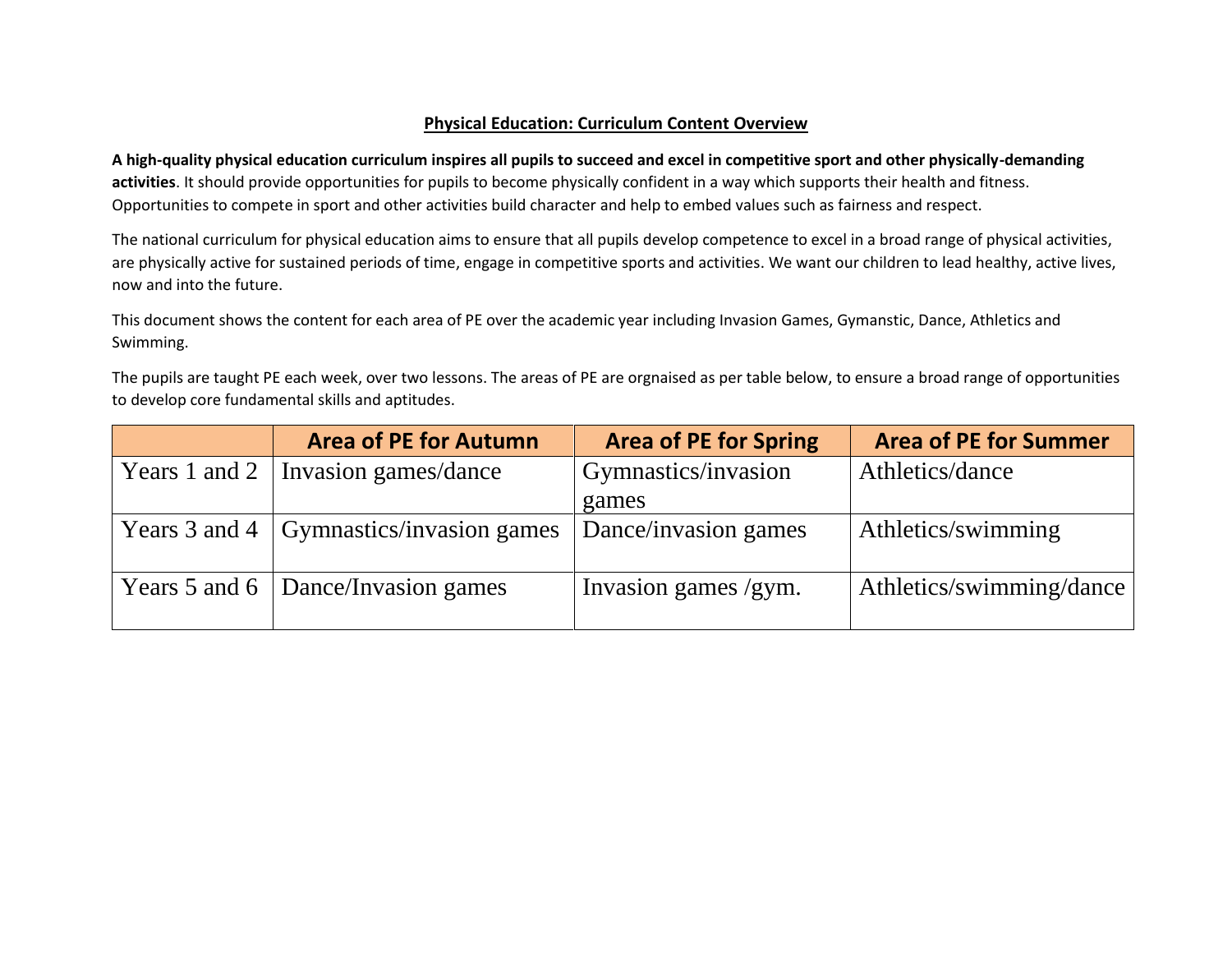# Physical Education: Curriculum Content Overview

**A high-quality physical education curriculum inspires all pupils to succeed and excel in competitive sport and other physically-demanding activities**. It should provide opportunities for pupils to become physically confident in a way which supports their health and fitness. Opportunities to compete in sport and other activities build character and help to embed values such as fairness and respect.

The national curriculum for physical education aims to ensure that all pupils develop competence to excel in a broad range of physical activities, are physically active for sustained periods of time, engage in competitive sports and activities. We want our children to lead healthy, active lives, now and into the future.

This document shows the content for each area of PE over the academic year including Invasion Games, Gymanstic, Dance, Athletics and Swimming.

The pupils are taught PE each week, over two lessons. The areas of PE are orgnaised as per table below, to ensure a broad range of opportunities to develop core fundamental skills and aptitudes.

| | Area of PE for Autumn | Area of PE for Spring | Area of PE for Summer |
|---|---|---|---|
| Years 1 and 2 | Invasion games/dance | Gymnastics/invasion games | Athletics/dance |
| Years 3 and 4 | Gymnastics/invasion games | Dance/invasion games | Athletics/swimming |
| Years 5 and 6 | Dance/Invasion games | Invasion games /gym. | Athletics/swimming/dance |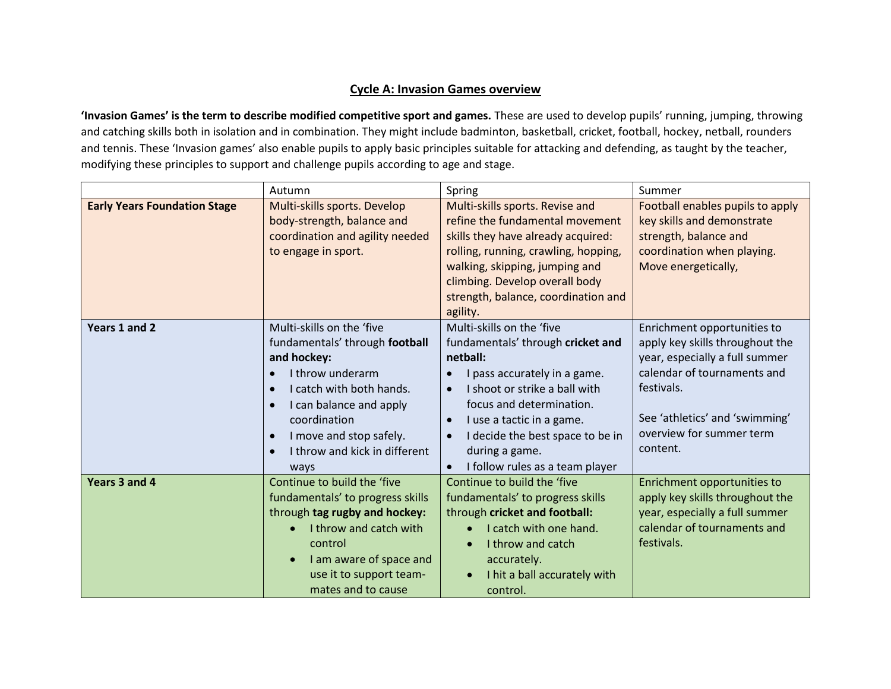## Cycle A: Invasion Games overview

**'Invasion Games' is the term to describe modified competitive sport and games.** These are used to develop pupils' running, jumping, throwing and catching skills both in isolation and in combination. They might include badminton, basketball, cricket, football, hockey, netball, rounders and tennis. These 'Invasion games' also enable pupils to apply basic principles suitable for attacking and defending, as taught by the teacher, modifying these principles to support and challenge pupils according to age and stage.

| | Autumn | Spring | Summer |
|---|---|---|---|
| **Early Years Foundation Stage** | Multi-skills sports. Develop body-strength, balance and coordination and agility needed to engage in sport. | Multi-skills sports. Revise and refine the fundamental movement skills they have already acquired: rolling, running, crawling, hopping, walking, skipping, jumping and climbing. Develop overall body strength, balance, coordination and agility. | Football enables pupils to apply key skills and demonstrate strength, balance and coordination when playing. Move energetically, |
| **Years 1 and 2** | Multi-skills on the 'five fundamentals' through **football and hockey:**<br>• I throw underarm<br>• I catch with both hands.<br>• I can balance and apply coordination<br>• I move and stop safely.<br>• I throw and kick in different ways | Multi-skills on the 'five fundamentals' through **cricket and netball:**<br>• I pass accurately in a game.<br>• I shoot or strike a ball with focus and determination.<br>• I use a tactic in a game.<br>• I decide the best space to be in during a game.<br>• I follow rules as a team player | Enrichment opportunities to apply key skills throughout the year, especially a full summer calendar of tournaments and festivals.<br><br>See 'athletics' and 'swimming' overview for summer term content. |
| **Years 3 and 4** | Continue to build the 'five fundamentals' to progress skills through **tag rugby and hockey:**<br>• I throw and catch with control<br>• I am aware of space and use it to support team-mates and to cause | Continue to build the 'five fundamentals' to progress skills through **cricket and football:**<br>• I catch with one hand.<br>• I throw and catch accurately.<br>• I hit a ball accurately with control. | Enrichment opportunities to apply key skills throughout the year, especially a full summer calendar of tournaments and festivals. |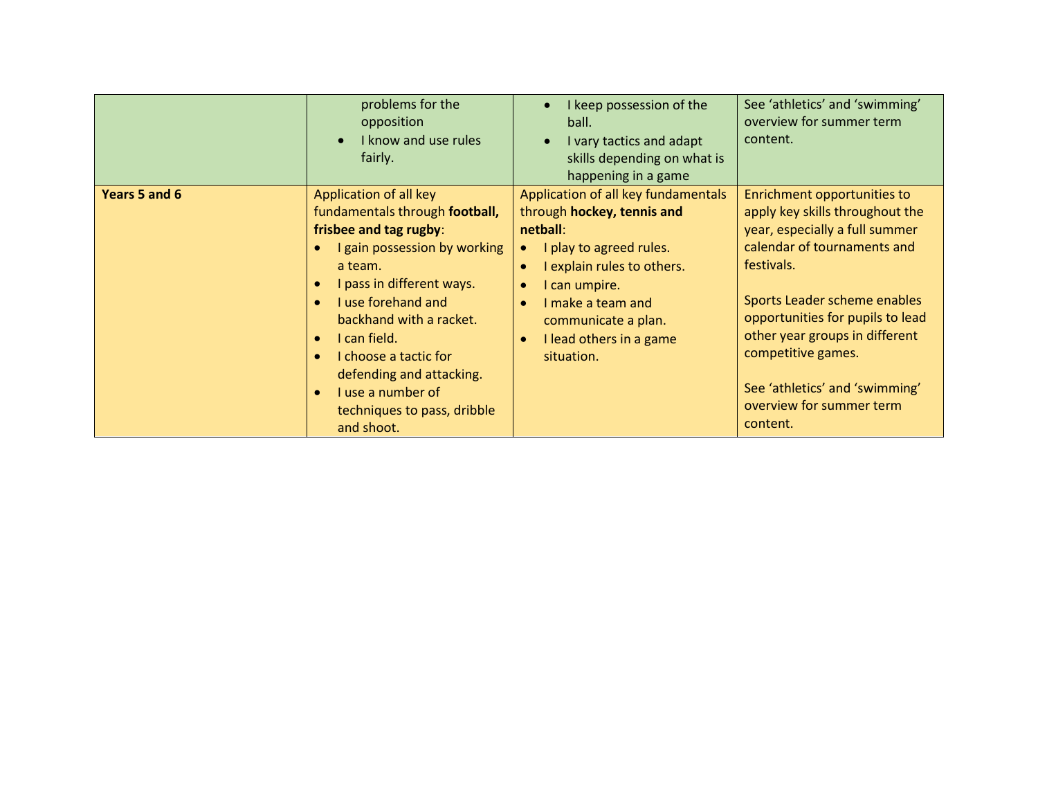| | | | |
|---|---|---|---|
| | problems for the opposition<br>• I know and use rules fairly. | • I keep possession of the ball.<br>• I vary tactics and adapt skills depending on what is happening in a game | See 'athletics' and 'swimming' overview for summer term content. |
| **Years 5 and 6** | Application of all key fundamentals through **football, frisbee and tag rugby**:<br>• I gain possession by working a team.<br>• I pass in different ways.<br>• I use forehand and backhand with a racket.<br>• I can field.<br>• I choose a tactic for defending and attacking.<br>• I use a number of techniques to pass, dribble and shoot. | Application of all key fundamentals through **hockey, tennis and netball**:<br>• I play to agreed rules.<br>• I explain rules to others.<br>• I can umpire.<br>• I make a team and communicate a plan.<br>• I lead others in a game situation. | Enrichment opportunities to apply key skills throughout the year, especially a full summer calendar of tournaments and festivals.<br><br>Sports Leader scheme enables opportunities for pupils to lead other year groups in different competitive games.<br><br>See 'athletics' and 'swimming' overview for summer term content. |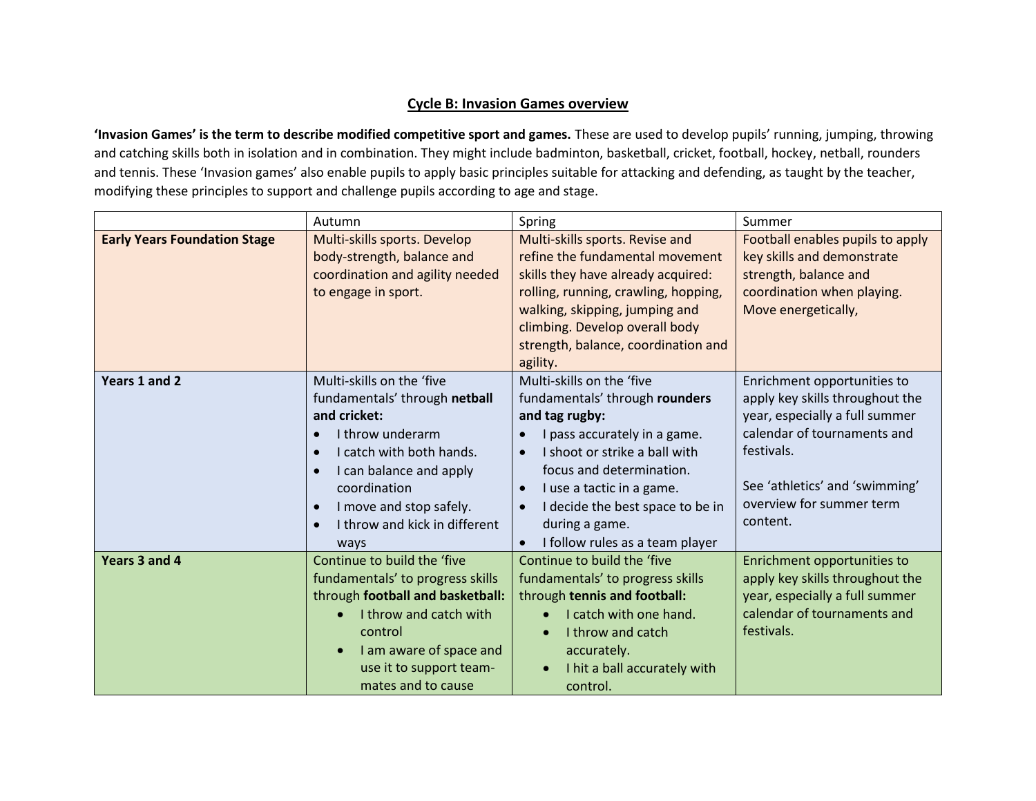## Cycle B: Invasion Games overview

**'Invasion Games' is the term to describe modified competitive sport and games.** These are used to develop pupils' running, jumping, throwing and catching skills both in isolation and in combination. They might include badminton, basketball, cricket, football, hockey, netball, rounders and tennis. These 'Invasion games' also enable pupils to apply basic principles suitable for attacking and defending, as taught by the teacher, modifying these principles to support and challenge pupils according to age and stage.

| | Autumn | Spring | Summer |
|---|---|---|---|
| **Early Years Foundation Stage** | Multi-skills sports. Develop body-strength, balance and coordination and agility needed to engage in sport. | Multi-skills sports. Revise and refine the fundamental movement skills they have already acquired: rolling, running, crawling, hopping, walking, skipping, jumping and climbing. Develop overall body strength, balance, coordination and agility. | Football enables pupils to apply key skills and demonstrate strength, balance and coordination when playing. Move energetically, |
| **Years 1 and 2** | Multi-skills on the 'five fundamentals' through **netball and cricket:**<br>• I throw underarm<br>• I catch with both hands.<br>• I can balance and apply coordination<br>• I move and stop safely.<br>• I throw and kick in different ways | Multi-skills on the 'five fundamentals' through **rounders and tag rugby:**<br>• I pass accurately in a game.<br>• I shoot or strike a ball with focus and determination.<br>• I use a tactic in a game.<br>• I decide the best space to be in during a game.<br>• I follow rules as a team player | Enrichment opportunities to apply key skills throughout the year, especially a full summer calendar of tournaments and festivals.<br><br>See 'athletics' and 'swimming' overview for summer term content. |
| **Years 3 and 4** | Continue to build the 'five fundamentals' to progress skills through **football and basketball:**<br>• I throw and catch with control<br>• I am aware of space and use it to support team-mates and to cause | Continue to build the 'five fundamentals' to progress skills through **tennis and football:**<br>• I catch with one hand.<br>• I throw and catch accurately.<br>• I hit a ball accurately with control. | Enrichment opportunities to apply key skills throughout the year, especially a full summer calendar of tournaments and festivals. |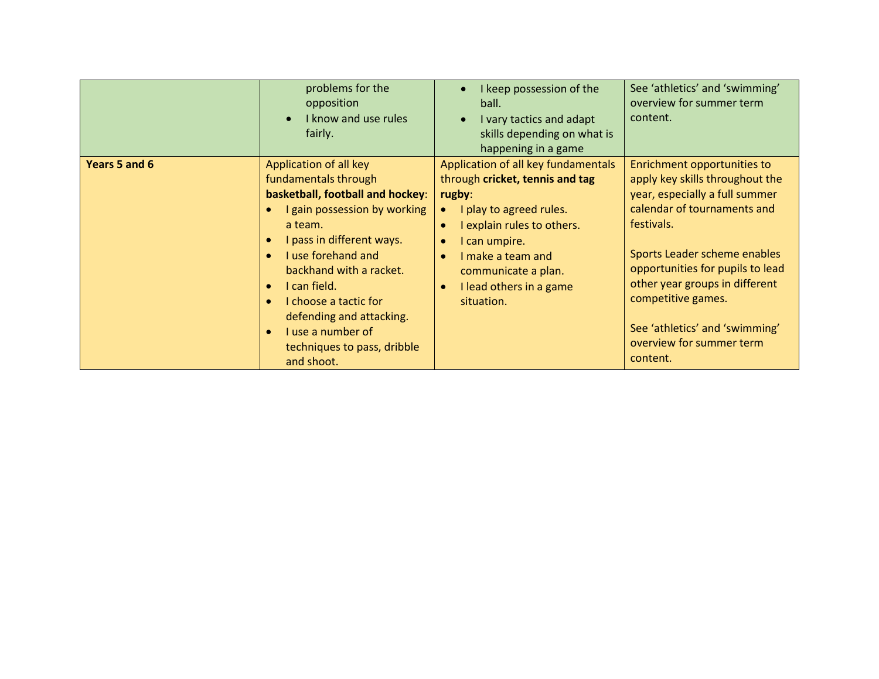| | | | |
|---|---|---|---|
| | problems for the opposition<br>• I know and use rules fairly. | • I keep possession of the ball.<br>• I vary tactics and adapt skills depending on what is happening in a game | See 'athletics' and 'swimming' overview for summer term content. |
| **Years 5 and 6** | Application of all key fundamentals through **basketball, football and hockey**:<br>• I gain possession by working a team.<br>• I pass in different ways.<br>• I use forehand and backhand with a racket.<br>• I can field.<br>• I choose a tactic for defending and attacking.<br>• I use a number of techniques to pass, dribble and shoot. | Application of all key fundamentals through **cricket, tennis and tag rugby**:<br>• I play to agreed rules.<br>• I explain rules to others.<br>• I can umpire.<br>• I make a team and communicate a plan.<br>• I lead others in a game situation. | Enrichment opportunities to apply key skills throughout the year, especially a full summer calendar of tournaments and festivals.<br><br>Sports Leader scheme enables opportunities for pupils to lead other year groups in different competitive games.<br><br>See 'athletics' and 'swimming' overview for summer term content. |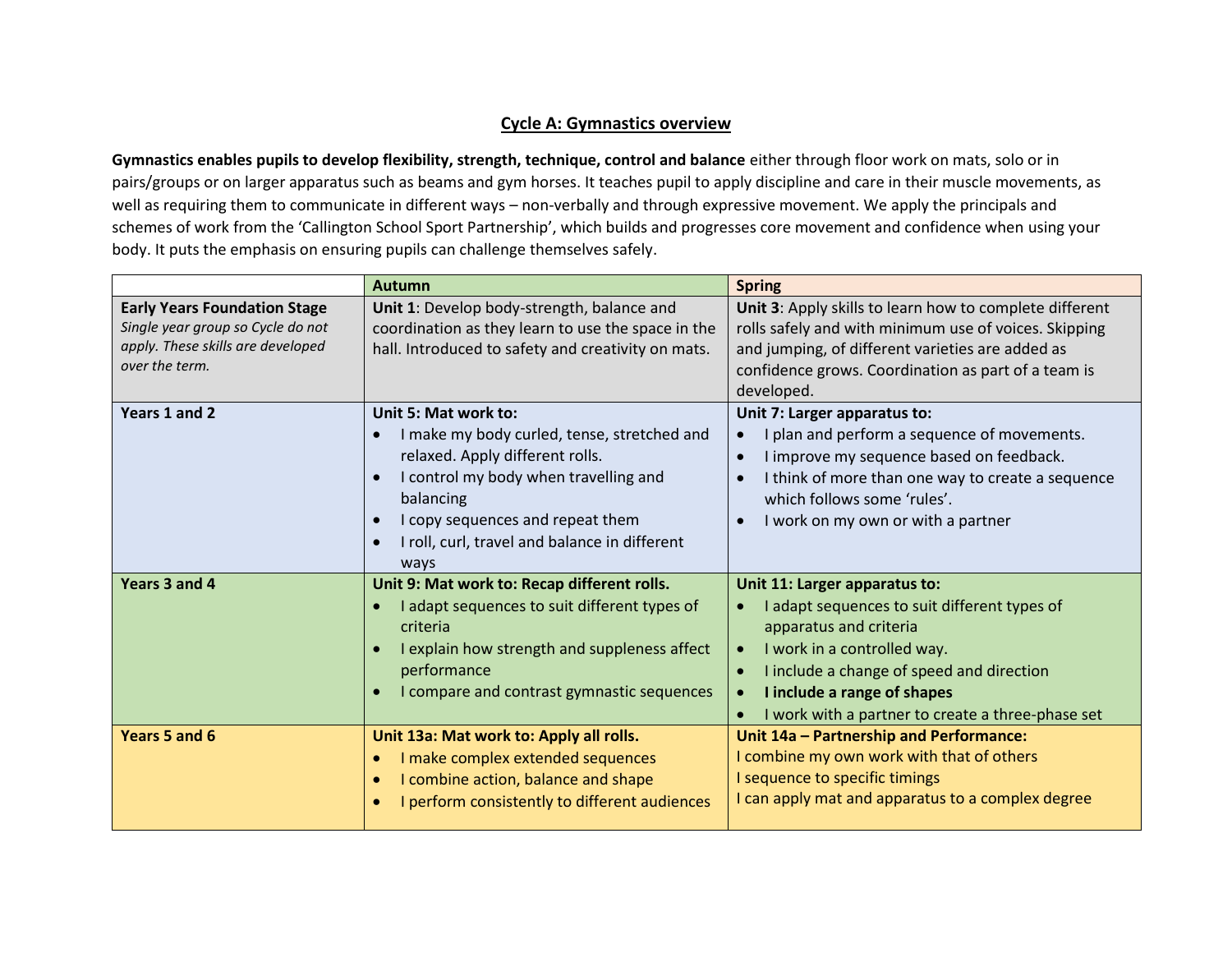## Cycle A: Gymnastics overview

**Gymnastics enables pupils to develop flexibility, strength, technique, control and balance** either through floor work on mats, solo or in pairs/groups or on larger apparatus such as beams and gym horses. It teaches pupil to apply discipline and care in their muscle movements, as well as requiring them to communicate in different ways – non-verbally and through expressive movement. We apply the principals and schemes of work from the 'Callington School Sport Partnership', which builds and progresses core movement and confidence when using your body. It puts the emphasis on ensuring pupils can challenge themselves safely.

| | Autumn | Spring |
|---|---|---|
| **Early Years Foundation Stage**<br>*Single year group so Cycle do not apply. These skills are developed over the term.* | **Unit 1**: Develop body-strength, balance and coordination as they learn to use the space in the hall. Introduced to safety and creativity on mats. | **Unit 3**: Apply skills to learn how to complete different rolls safely and with minimum use of voices. Skipping and jumping, of different varieties are added as confidence grows. Coordination as part of a team is developed. |
| **Years 1 and 2** | **Unit 5: Mat work to:**<br>• I make my body curled, tense, stretched and relaxed. Apply different rolls.<br>• I control my body when travelling and balancing<br>• I copy sequences and repeat them<br>• I roll, curl, travel and balance in different ways | **Unit 7: Larger apparatus to:**<br>• I plan and perform a sequence of movements.<br>• I improve my sequence based on feedback.<br>• I think of more than one way to create a sequence which follows some 'rules'.<br>• I work on my own or with a partner |
| **Years 3 and 4** | **Unit 9: Mat work to: Recap different rolls.**<br>• I adapt sequences to suit different types of criteria<br>• I explain how strength and suppleness affect performance<br>• I compare and contrast gymnastic sequences | **Unit 11: Larger apparatus to:**<br>• I adapt sequences to suit different types of apparatus and criteria<br>• I work in a controlled way.<br>• I include a change of speed and direction<br>• **I include a range of shapes**<br>• I work with a partner to create a three-phase set |
| **Years 5 and 6** | **Unit 13a: Mat work to: Apply all rolls.**<br>• I make complex extended sequences<br>• I combine action, balance and shape<br>• I perform consistently to different audiences | **Unit 14a – Partnership and Performance:**<br>I combine my own work with that of others<br>I sequence to specific timings<br>I can apply mat and apparatus to a complex degree |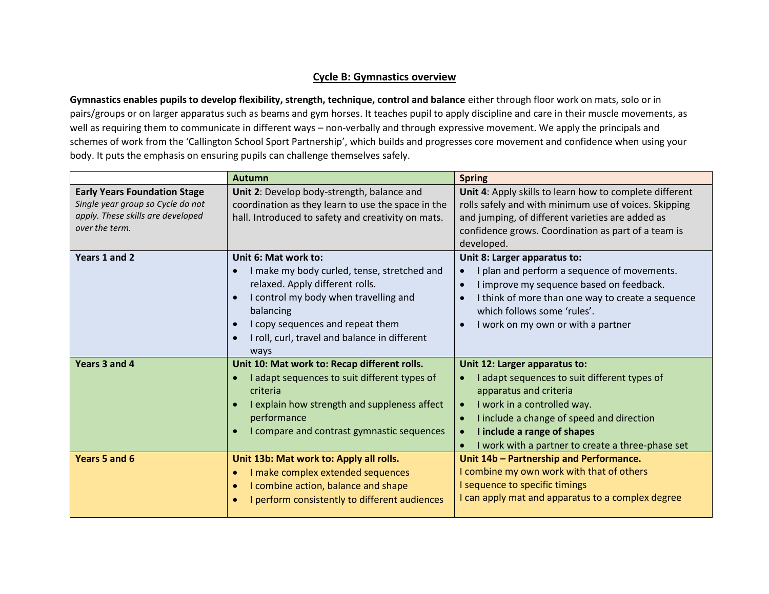## Cycle B: Gymnastics overview

**Gymnastics enables pupils to develop flexibility, strength, technique, control and balance** either through floor work on mats, solo or in pairs/groups or on larger apparatus such as beams and gym horses. It teaches pupil to apply discipline and care in their muscle movements, as well as requiring them to communicate in different ways – non-verbally and through expressive movement. We apply the principals and schemes of work from the 'Callington School Sport Partnership', which builds and progresses core movement and confidence when using your body. It puts the emphasis on ensuring pupils can challenge themselves safely.

| | Autumn | Spring |
|---|---|---|
| **Early Years Foundation Stage**<br>*Single year group so Cycle do not apply. These skills are developed over the term.* | **Unit 2**: Develop body-strength, balance and coordination as they learn to use the space in the hall. Introduced to safety and creativity on mats. | **Unit 4**: Apply skills to learn how to complete different rolls safely and with minimum use of voices. Skipping and jumping, of different varieties are added as confidence grows. Coordination as part of a team is developed. |
| **Years 1 and 2** | **Unit 6: Mat work to:**<br>• I make my body curled, tense, stretched and relaxed. Apply different rolls.<br>• I control my body when travelling and balancing<br>• I copy sequences and repeat them<br>• I roll, curl, travel and balance in different ways | **Unit 8: Larger apparatus to:**<br>• I plan and perform a sequence of movements.<br>• I improve my sequence based on feedback.<br>• I think of more than one way to create a sequence which follows some 'rules'.<br>• I work on my own or with a partner |
| **Years 3 and 4** | **Unit 10: Mat work to: Recap different rolls.**<br>• I adapt sequences to suit different types of criteria<br>• I explain how strength and suppleness affect performance<br>• I compare and contrast gymnastic sequences | **Unit 12: Larger apparatus to:**<br>• I adapt sequences to suit different types of apparatus and criteria<br>• I work in a controlled way.<br>• I include a change of speed and direction<br>• **I include a range of shapes**<br>• I work with a partner to create a three-phase set |
| **Years 5 and 6** | **Unit 13b: Mat work to: Apply all rolls.**<br>• I make complex extended sequences<br>• I combine action, balance and shape<br>• I perform consistently to different audiences | **Unit 14b – Partnership and Performance.**<br>I combine my own work with that of others<br>I sequence to specific timings<br>I can apply mat and apparatus to a complex degree |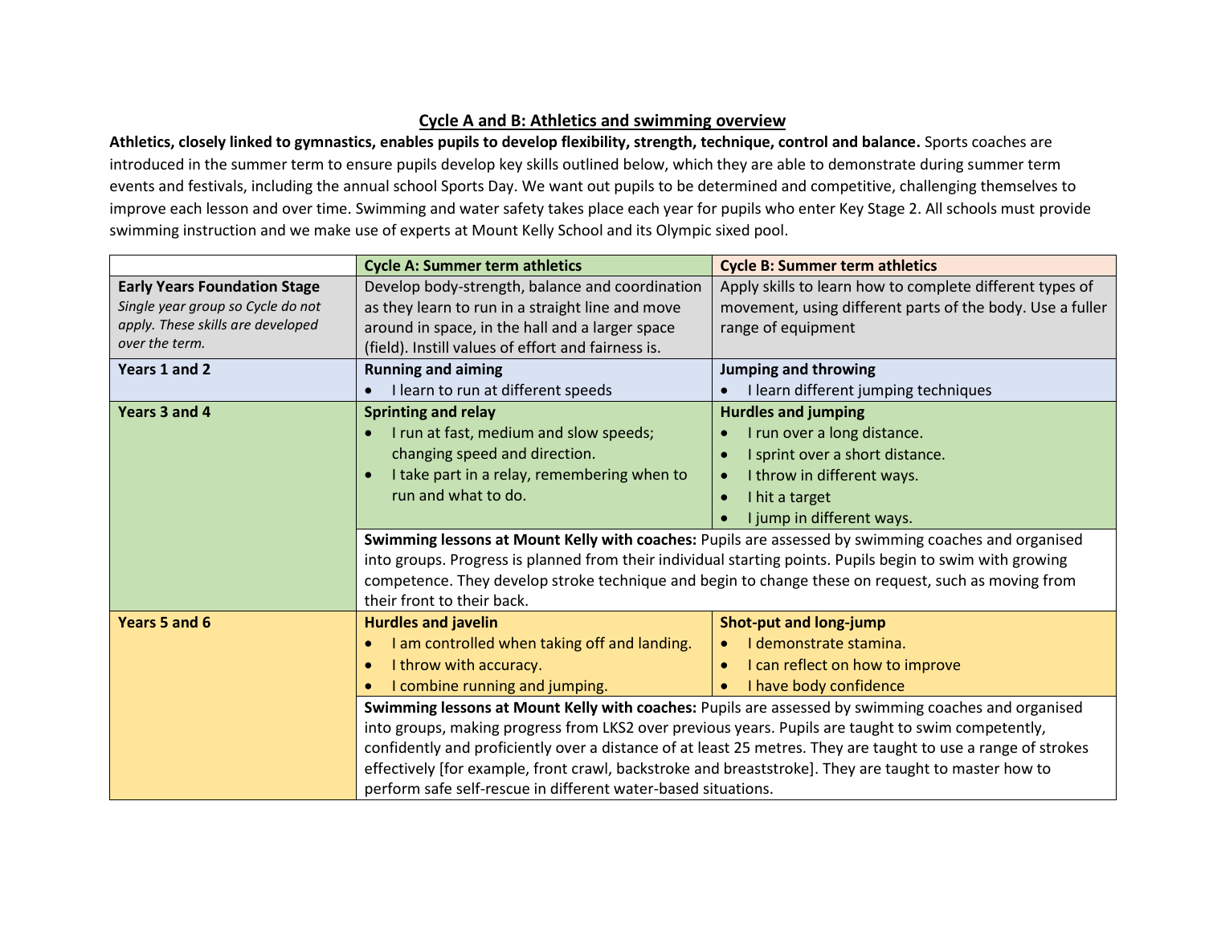## Cycle A and B: Athletics and swimming overview

**Athletics, closely linked to gymnastics, enables pupils to develop flexibility, strength, technique, control and balance.** Sports coaches are introduced in the summer term to ensure pupils develop key skills outlined below, which they are able to demonstrate during summer term events and festivals, including the annual school Sports Day. We want out pupils to be determined and competitive, challenging themselves to improve each lesson and over time. Swimming and water safety takes place each year for pupils who enter Key Stage 2. All schools must provide swimming instruction and we make use of experts at Mount Kelly School and its Olympic sixed pool.

| | **Cycle A: Summer term athletics** | **Cycle B: Summer term athletics** |
|---|---|---|
| **Early Years Foundation Stage**<br>*Single year group so Cycle do not apply. These skills are developed over the term.* | Develop body-strength, balance and coordination as they learn to run in a straight line and move around in space, in the hall and a larger space (field). Instill values of effort and fairness is. | Apply skills to learn how to complete different types of movement, using different parts of the body. Use a fuller range of equipment |
| **Years 1 and 2** | **Running and aiming**<br>• I learn to run at different speeds | **Jumping and throwing**<br>• I learn different jumping techniques |
| **Years 3 and 4** | **Sprinting and relay**<br>• I run at fast, medium and slow speeds; changing speed and direction.<br>• I take part in a relay, remembering when to run and what to do. | **Hurdles and jumping**<br>• I run over a long distance.<br>• I sprint over a short distance.<br>• I throw in different ways.<br>• I hit a target<br>• I jump in different ways. |
| | **Swimming lessons at Mount Kelly with coaches:** Pupils are assessed by swimming coaches and organised into groups. Progress is planned from their individual starting points. Pupils begin to swim with growing competence. They develop stroke technique and begin to change these on request, such as moving from their front to their back. | |
| **Years 5 and 6** | **Hurdles and javelin**<br>• I am controlled when taking off and landing.<br>• I throw with accuracy.<br>• I combine running and jumping. | **Shot-put and long-jump**<br>• I demonstrate stamina.<br>• I can reflect on how to improve<br>• I have body confidence |
| | **Swimming lessons at Mount Kelly with coaches:** Pupils are assessed by swimming coaches and organised into groups, making progress from LKS2 over previous years. Pupils are taught to swim competently, confidently and proficiently over a distance of at least 25 metres. They are taught to use a range of strokes effectively [for example, front crawl, backstroke and breaststroke]. They are taught to master how to perform safe self-rescue in different water-based situations. | |